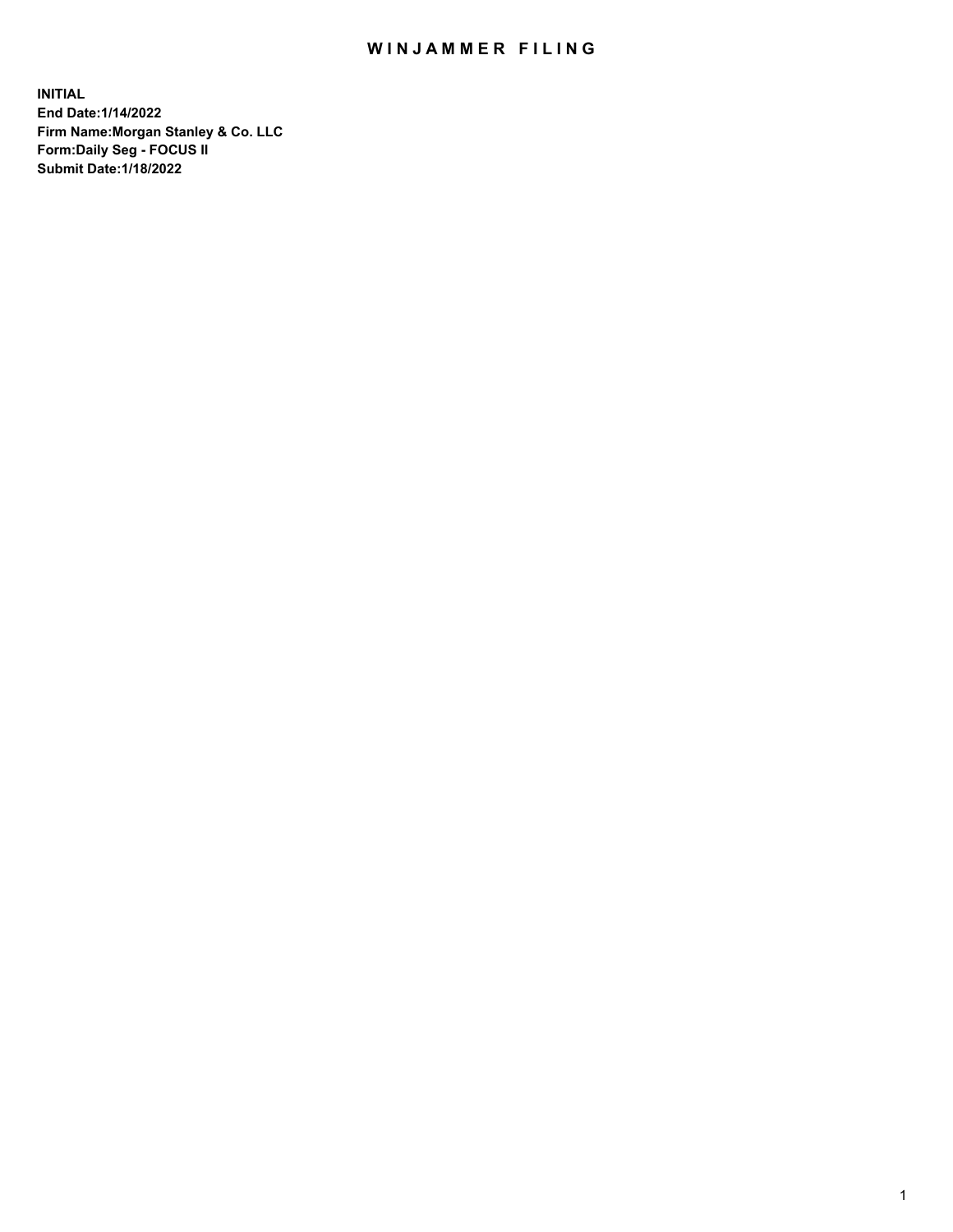# WINJAMMER FILING

**INITIAL**
**End Date:1/14/2022**
**Firm Name:Morgan Stanley & Co. LLC**
**Form:Daily Seg - FOCUS II**
**Submit Date:1/18/2022**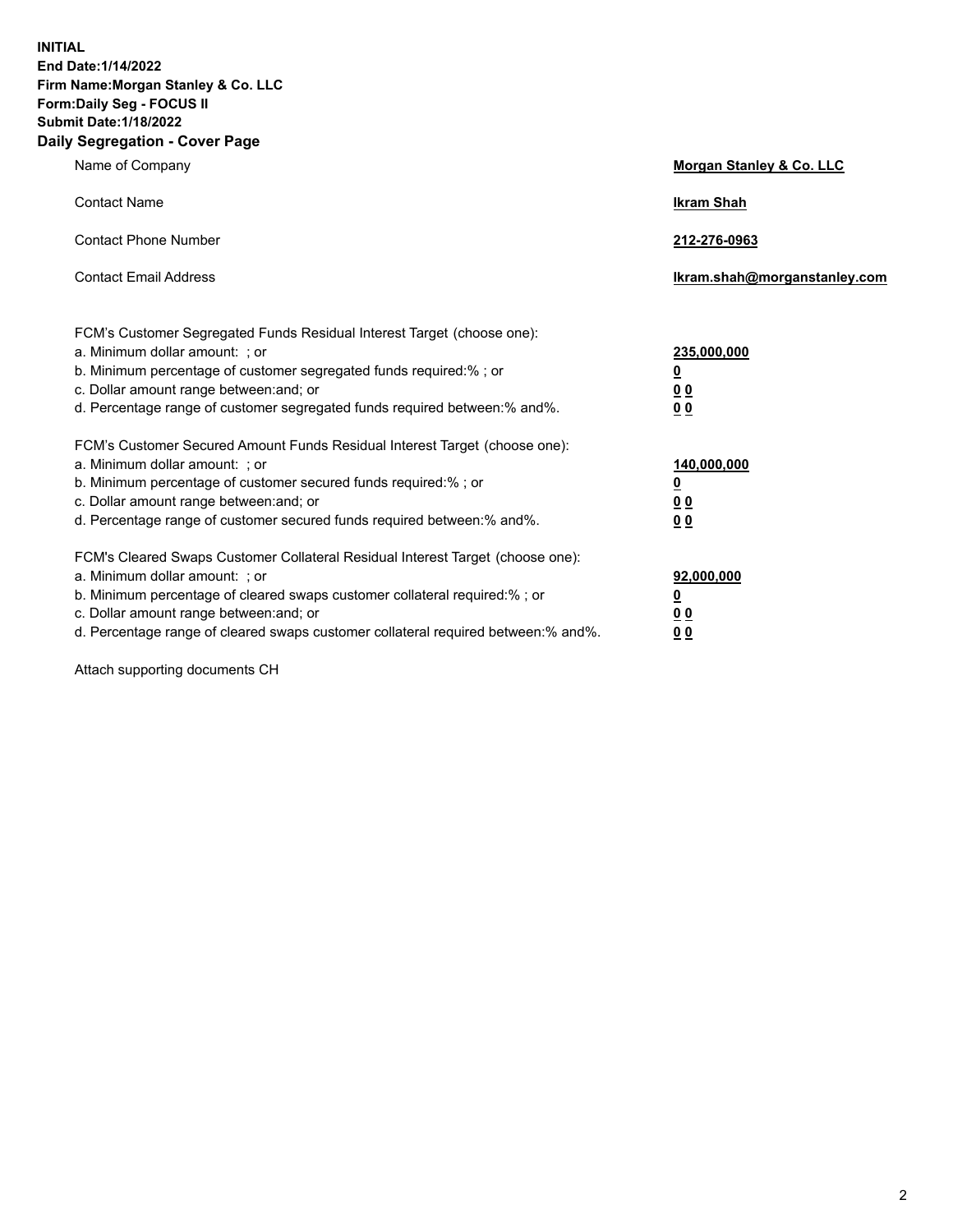**INITIAL**
**End Date:1/14/2022**
**Firm Name:Morgan Stanley & Co. LLC**
**Form:Daily Seg - FOCUS II**
**Submit Date:1/18/2022**

## Daily Segregation - Cover Page

| | |
|---|---|
| Name of Company | **Morgan Stanley & Co. LLC** |
| Contact Name | **Ikram Shah** |
| Contact Phone Number | **212-276-0963** |
| Contact Email Address | **Ikram.shah@morganstanley.com** |

| | |
|---|---|
| FCM's Customer Segregated Funds Residual Interest Target (choose one): | |
| a. Minimum dollar amount: ; or | **235,000,000** |
| b. Minimum percentage of customer segregated funds required:% ; or | **0** |
| c. Dollar amount range between:and; or | **0 0** |
| d. Percentage range of customer segregated funds required between:% and%. | **0 0** |
| FCM's Customer Secured Amount Funds Residual Interest Target (choose one): | |
| a. Minimum dollar amount: ; or | **140,000,000** |
| b. Minimum percentage of customer secured funds required:% ; or | **0** |
| c. Dollar amount range between:and; or | **0 0** |
| d. Percentage range of customer secured funds required between:% and%. | **0 0** |
| FCM's Cleared Swaps Customer Collateral Residual Interest Target (choose one): | |
| a. Minimum dollar amount: ; or | **92,000,000** |
| b. Minimum percentage of cleared swaps customer collateral required:% ; or | **0** |
| c. Dollar amount range between:and; or | **0 0** |
| d. Percentage range of cleared swaps customer collateral required between:% and%. | **0 0** |

Attach supporting documents CH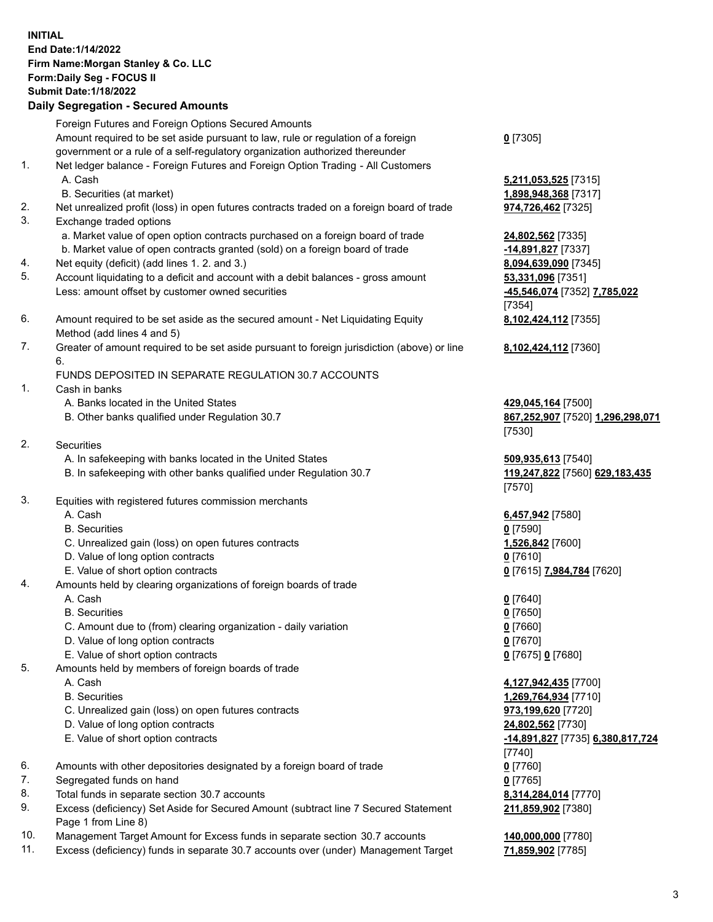**INITIAL**
**End Date:1/14/2022**
**Firm Name:Morgan Stanley & Co. LLC**
**Form:Daily Seg - FOCUS II**
**Submit Date:1/18/2022**

## Daily Segregation - Secured Amounts

| | | |
|---|---|---|
| | Foreign Futures and Foreign Options Secured Amounts | |
| | Amount required to be set aside pursuant to law, rule or regulation of a foreign government or a rule of a self-regulatory organization authorized thereunder | **0** [7305] |
| 1. | Net ledger balance - Foreign Futures and Foreign Option Trading - All Customers | |
| | A. Cash | **5,211,053,525** [7315] |
| | B. Securities (at market) | **1,898,948,368** [7317] |
| 2. | Net unrealized profit (loss) in open futures contracts traded on a foreign board of trade | **974,726,462** [7325] |
| 3. | Exchange traded options | |
| | a. Market value of open option contracts purchased on a foreign board of trade | **24,802,562** [7335] |
| | b. Market value of open contracts granted (sold) on a foreign board of trade | **-14,891,827** [7337] |
| 4. | Net equity (deficit) (add lines 1. 2. and 3.) | **8,094,639,090** [7345] |
| 5. | Account liquidating to a deficit and account with a debit balances - gross amount | **53,331,096** [7351] |
| | Less: amount offset by customer owned securities | **-45,546,074** [7352] **7,785,022** [7354] |
| 6. | Amount required to be set aside as the secured amount - Net Liquidating Equity Method (add lines 4 and 5) | **8,102,424,112** [7355] |
| 7. | Greater of amount required to be set aside pursuant to foreign jurisdiction (above) or line 6. | **8,102,424,112** [7360] |
| | FUNDS DEPOSITED IN SEPARATE REGULATION 30.7 ACCOUNTS | |
| 1. | Cash in banks | |
| | A. Banks located in the United States | **429,045,164** [7500] |
| | B. Other banks qualified under Regulation 30.7 | **867,252,907** [7520] **1,296,298,071** [7530] |
| 2. | Securities | |
| | A. In safekeeping with banks located in the United States | **509,935,613** [7540] |
| | B. In safekeeping with other banks qualified under Regulation 30.7 | **119,247,822** [7560] **629,183,435** [7570] |
| 3. | Equities with registered futures commission merchants | |
| | A. Cash | **6,457,942** [7580] |
| | B. Securities | **0** [7590] |
| | C. Unrealized gain (loss) on open futures contracts | **1,526,842** [7600] |
| | D. Value of long option contracts | **0** [7610] |
| | E. Value of short option contracts | **0** [7615] **7,984,784** [7620] |
| 4. | Amounts held by clearing organizations of foreign boards of trade | |
| | A. Cash | **0** [7640] |
| | B. Securities | **0** [7650] |
| | C. Amount due to (from) clearing organization - daily variation | **0** [7660] |
| | D. Value of long option contracts | **0** [7670] |
| | E. Value of short option contracts | **0** [7675] **0** [7680] |
| 5. | Amounts held by members of foreign boards of trade | |
| | A. Cash | **4,127,942,435** [7700] |
| | B. Securities | **1,269,764,934** [7710] |
| | C. Unrealized gain (loss) on open futures contracts | **973,199,620** [7720] |
| | D. Value of long option contracts | **24,802,562** [7730] |
| | E. Value of short option contracts | **-14,891,827** [7735] **6,380,817,724** [7740] |
| 6. | Amounts with other depositories designated by a foreign board of trade | **0** [7760] |
| 7. | Segregated funds on hand | **0** [7765] |
| 8. | Total funds in separate section 30.7 accounts | **8,314,284,014** [7770] |
| 9. | Excess (deficiency) Set Aside for Secured Amount (subtract line 7 Secured Statement Page 1 from Line 8) | **211,859,902** [7380] |
| 10. | Management Target Amount for Excess funds in separate section 30.7 accounts | **140,000,000** [7780] |
| 11. | Excess (deficiency) funds in separate 30.7 accounts over (under) Management Target | **71,859,902** [7785] |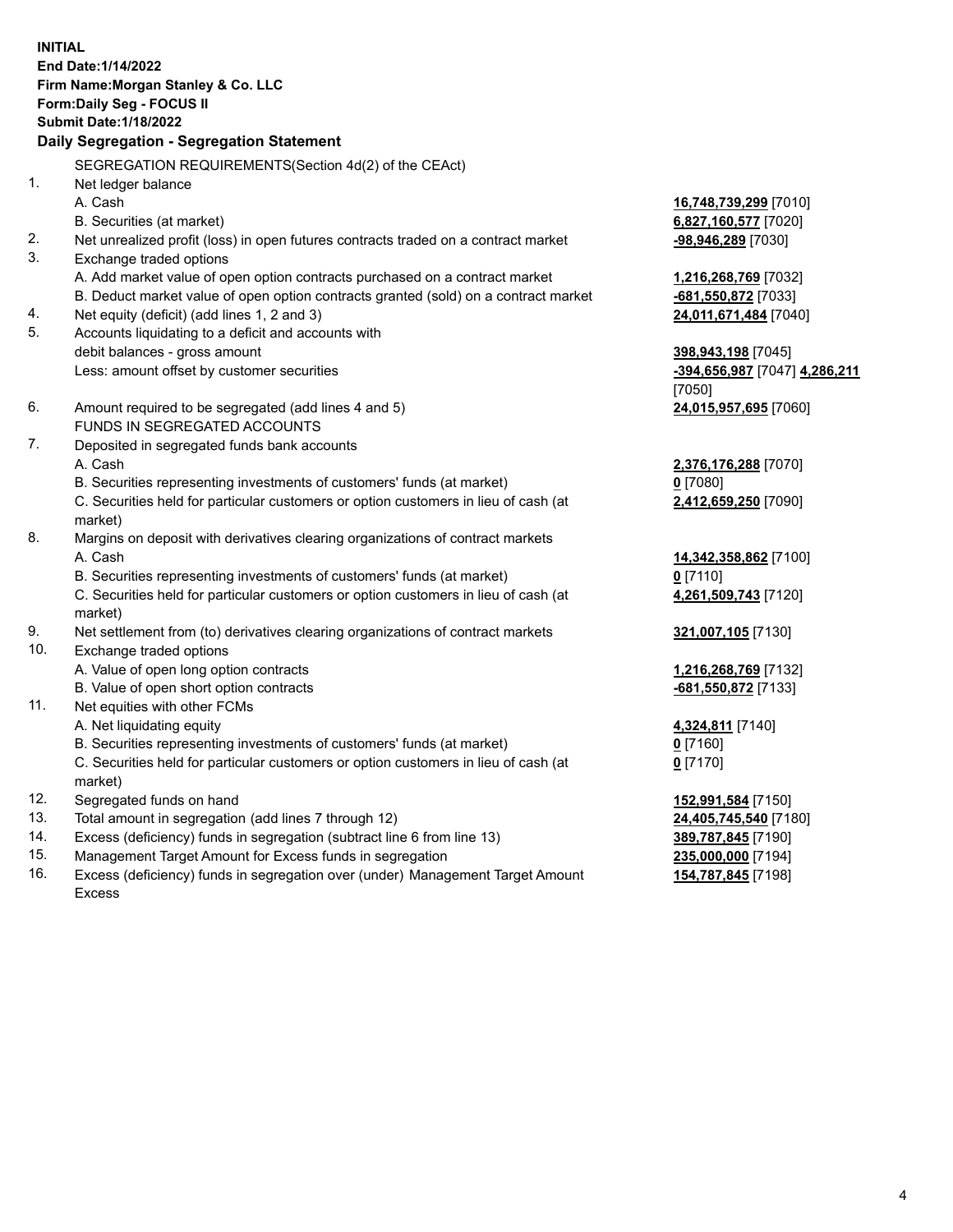**INITIAL**
**End Date:1/14/2022**
**Firm Name:Morgan Stanley & Co. LLC**
**Form:Daily Seg - FOCUS II**
**Submit Date:1/18/2022**

## Daily Segregation - Segregation Statement

SEGREGATION REQUIREMENTS(Section 4d(2) of the CEAct)

| | | |
|---|---|---|
| 1. | Net ledger balance | |
| | A. Cash | **16,748,739,299** [7010] |
| | B. Securities (at market) | **6,827,160,577** [7020] |
| 2. | Net unrealized profit (loss) in open futures contracts traded on a contract market | **-98,946,289** [7030] |
| 3. | Exchange traded options | |
| | A. Add market value of open option contracts purchased on a contract market | **1,216,268,769** [7032] |
| | B. Deduct market value of open option contracts granted (sold) on a contract market | **-681,550,872** [7033] |
| 4. | Net equity (deficit) (add lines 1, 2 and 3) | **24,011,671,484** [7040] |
| 5. | Accounts liquidating to a deficit and accounts with debit balances - gross amount | **398,943,198** [7045] |
| | Less: amount offset by customer securities | **-394,656,987** [7047] **4,286,211** [7050] |
| 6. | Amount required to be segregated (add lines 4 and 5) | **24,015,957,695** [7060] |
| | FUNDS IN SEGREGATED ACCOUNTS | |
| 7. | Deposited in segregated funds bank accounts | |
| | A. Cash | **2,376,176,288** [7070] |
| | B. Securities representing investments of customers' funds (at market) | **0** [7080] |
| | C. Securities held for particular customers or option customers in lieu of cash (at market) | **2,412,659,250** [7090] |
| 8. | Margins on deposit with derivatives clearing organizations of contract markets | |
| | A. Cash | **14,342,358,862** [7100] |
| | B. Securities representing investments of customers' funds (at market) | **0** [7110] |
| | C. Securities held for particular customers or option customers in lieu of cash (at market) | **4,261,509,743** [7120] |
| 9. | Net settlement from (to) derivatives clearing organizations of contract markets | **321,007,105** [7130] |
| 10. | Exchange traded options | |
| | A. Value of open long option contracts | **1,216,268,769** [7132] |
| | B. Value of open short option contracts | **-681,550,872** [7133] |
| 11. | Net equities with other FCMs | |
| | A. Net liquidating equity | **4,324,811** [7140] |
| | B. Securities representing investments of customers' funds (at market) | **0** [7160] |
| | C. Securities held for particular customers or option customers in lieu of cash (at market) | **0** [7170] |
| 12. | Segregated funds on hand | **152,991,584** [7150] |
| 13. | Total amount in segregation (add lines 7 through 12) | **24,405,745,540** [7180] |
| 14. | Excess (deficiency) funds in segregation (subtract line 6 from line 13) | **389,787,845** [7190] |
| 15. | Management Target Amount for Excess funds in segregation | **235,000,000** [7194] |
| 16. | Excess (deficiency) funds in segregation over (under) Management Target Amount Excess | **154,787,845** [7198] |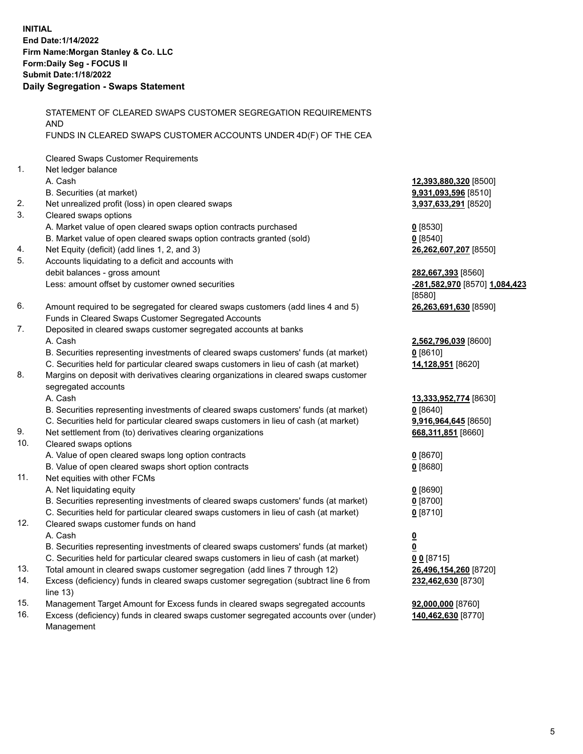**INITIAL**
**End Date:1/14/2022**
**Firm Name:Morgan Stanley & Co. LLC**
**Form:Daily Seg - FOCUS II**
**Submit Date:1/18/2022**
**Daily Segregation - Swaps Statement**

STATEMENT OF CLEARED SWAPS CUSTOMER SEGREGATION REQUIREMENTS AND FUNDS IN CLEARED SWAPS CUSTOMER ACCOUNTS UNDER 4D(F) OF THE CEA

| | | |
|---|---|---|
| | Cleared Swaps Customer Requirements | |
| 1. | Net ledger balance | |
| | A. Cash | **12,393,880,320** [8500] |
| | B. Securities (at market) | **9,931,093,596** [8510] |
| 2. | Net unrealized profit (loss) in open cleared swaps | **3,937,633,291** [8520] |
| 3. | Cleared swaps options | |
| | A. Market value of open cleared swaps option contracts purchased | **0** [8530] |
| | B. Market value of open cleared swaps option contracts granted (sold) | **0** [8540] |
| 4. | Net Equity (deficit) (add lines 1, 2, and 3) | **26,262,607,207** [8550] |
| 5. | Accounts liquidating to a deficit and accounts with debit balances - gross amount | **282,667,393** [8560] |
| | Less: amount offset by customer owned securities | **-281,582,970** [8570] **1,084,423** [8580] |
| 6. | Amount required to be segregated for cleared swaps customers (add lines 4 and 5) | **26,263,691,630** [8590] |
| | Funds in Cleared Swaps Customer Segregated Accounts | |
| 7. | Deposited in cleared swaps customer segregated accounts at banks | |
| | A. Cash | **2,562,796,039** [8600] |
| | B. Securities representing investments of cleared swaps customers' funds (at market) | **0** [8610] |
| | C. Securities held for particular cleared swaps customers in lieu of cash (at market) | **14,128,951** [8620] |
| 8. | Margins on deposit with derivatives clearing organizations in cleared swaps customer segregated accounts | |
| | A. Cash | **13,333,952,774** [8630] |
| | B. Securities representing investments of cleared swaps customers' funds (at market) | **0** [8640] |
| | C. Securities held for particular cleared swaps customers in lieu of cash (at market) | **9,916,964,645** [8650] |
| 9. | Net settlement from (to) derivatives clearing organizations | **668,311,851** [8660] |
| 10. | Cleared swaps options | |
| | A. Value of open cleared swaps long option contracts | **0** [8670] |
| | B. Value of open cleared swaps short option contracts | **0** [8680] |
| 11. | Net equities with other FCMs | |
| | A. Net liquidating equity | **0** [8690] |
| | B. Securities representing investments of cleared swaps customers' funds (at market) | **0** [8700] |
| | C. Securities held for particular cleared swaps customers in lieu of cash (at market) | **0** [8710] |
| 12. | Cleared swaps customer funds on hand | |
| | A. Cash | **0** |
| | B. Securities representing investments of cleared swaps customers' funds (at market) | **0** |
| | C. Securities held for particular cleared swaps customers in lieu of cash (at market) | **0** **0** [8715] |
| 13. | Total amount in cleared swaps customer segregation (add lines 7 through 12) | **26,496,154,260** [8720] |
| 14. | Excess (deficiency) funds in cleared swaps customer segregation (subtract line 6 from line 13) | **232,462,630** [8730] |
| 15. | Management Target Amount for Excess funds in cleared swaps segregated accounts | **92,000,000** [8760] |
| 16. | Excess (deficiency) funds in cleared swaps customer segregated accounts over (under) Management | **140,462,630** [8770] |